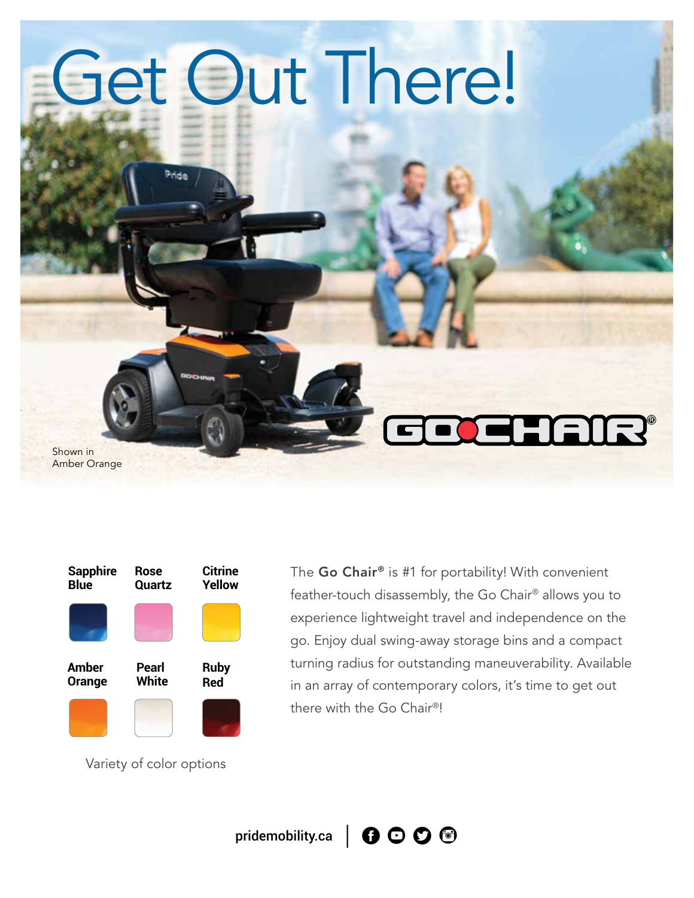# Get Out There!

Shown in Amber Orange

GO CHAIR®

| Sapphire Blue | Rose Quartz | Citrine Yellow |
|---|---|---|
| Amber Orange | Pearl White | Ruby Red |

Variety of color options

The **Go Chair®** is #1 for portability! With convenient feather-touch disassembly, the Go Chair® allows you to experience lightweight travel and independence on the go. Enjoy dual swing-away storage bins and a compact turning radius for outstanding maneuverability. Available in an array of contemporary colors, it's time to get out there with the Go Chair®!

pridemobility.ca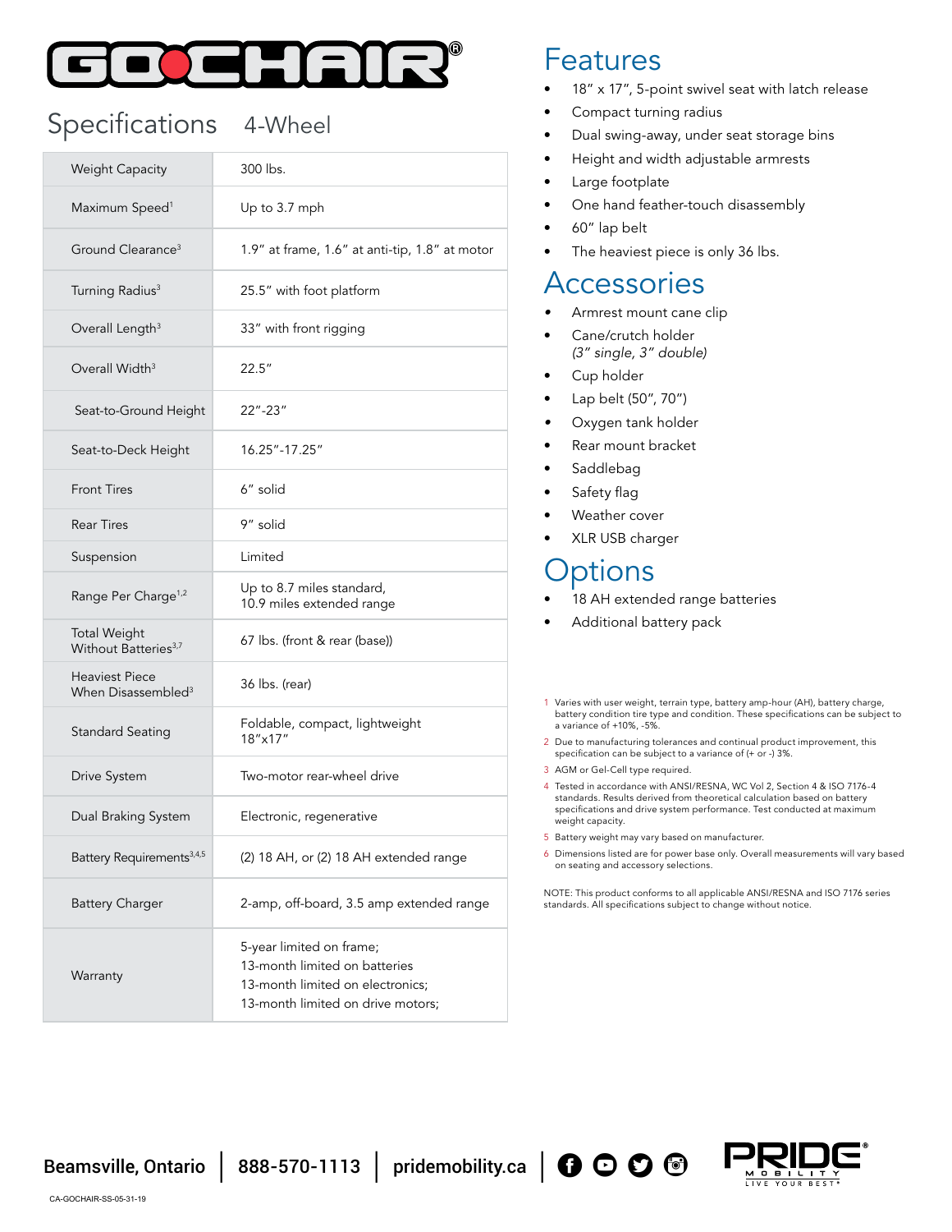# GO-CHAIR®

## Specifications 4-Wheel

| | |
|---|---|
| Weight Capacity | 300 lbs. |
| Maximum Speed[1] | Up to 3.7 mph |
| Ground Clearance[3] | 1.9" at frame, 1.6" at anti-tip, 1.8" at motor |
| Turning Radius[3] | 25.5" with foot platform |
| Overall Length[3] | 33" with front rigging |
| Overall Width[3] | 22.5" |
| Seat-to-Ground Height | 22"-23" |
| Seat-to-Deck Height | 16.25"-17.25" |
| Front Tires | 6" solid |
| Rear Tires | 9" solid |
| Suspension | Limited |
| Range Per Charge[1,2] | Up to 8.7 miles standard, 10.9 miles extended range |
| Total Weight Without Batteries[3,7] | 67 lbs. (front & rear (base)) |
| Heaviest Piece When Disassembled[3] | 36 lbs. (rear) |
| Standard Seating | Foldable, compact, lightweight 18"x17" |
| Drive System | Two-motor rear-wheel drive |
| Dual Braking System | Electronic, regenerative |
| Battery Requirements[3,4,5] | (2) 18 AH, or (2) 18 AH extended range |
| Battery Charger | 2-amp, off-board, 3.5 amp extended range |
| Warranty | 5-year limited on frame; 13-month limited on batteries 13-month limited on electronics; 13-month limited on drive motors; |

## Features

- 18" x 17", 5-point swivel seat with latch release
- Compact turning radius
- Dual swing-away, under seat storage bins
- Height and width adjustable armrests
- Large footplate
- One hand feather-touch disassembly
- 60" lap belt
- The heaviest piece is only 36 lbs.

## Accessories

- Armrest mount cane clip
- Cane/crutch holder *(3" single, 3" double)*
- Cup holder
- Lap belt (50", 70")
- Oxygen tank holder
- Rear mount bracket
- Saddlebag
- Safety flag
- Weather cover
- XLR USB charger

## Options

- 18 AH extended range batteries
- Additional battery pack

1 Varies with user weight, terrain type, battery amp-hour (AH), battery charge, battery condition tire type and condition. These specifications can be subject to a variance of +10%, -5%.

2 Due to manufacturing tolerances and continual product improvement, this specification can be subject to a variance of (+ or -) 3%.

3 AGM or Gel-Cell type required.

4 Tested in accordance with ANSI/RESNA, WC Vol 2, Section 4 & ISO 7176-4 standards. Results derived from theoretical calculation based on battery specifications and drive system performance. Test conducted at maximum weight capacity.

5 Battery weight may vary based on manufacturer.

6 Dimensions listed are for power base only. Overall measurements will vary based on seating and accessory selections.

NOTE: This product conforms to all applicable ANSI/RESNA and ISO 7176 series standards. All specifications subject to change without notice.

Beamsville, Ontario | 888-570-1113 | pridemobility.ca

PRIDE® MOBILITY LIVE YOUR BEST®

CA-GOCHAIR-SS-05-31-19